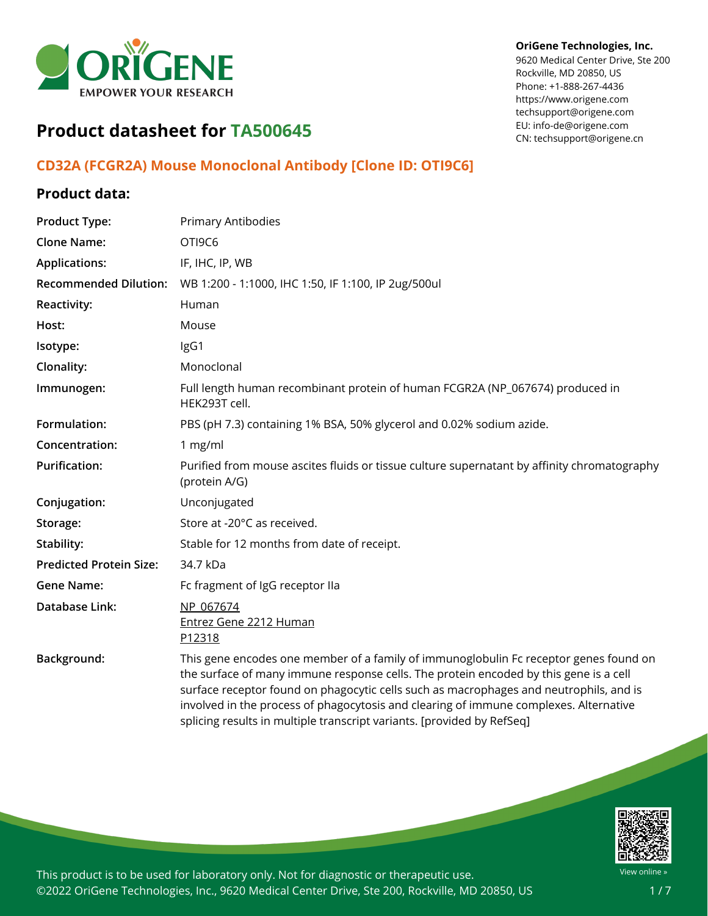**OriGene Technologies, Inc.**
9620 Medical Center Drive, Ste 200
Rockville, MD 20850, US
Phone: +1-888-267-4436
https://www.origene.com
techsupport@origene.com
EU: info-de@origene.com
CN: techsupport@origene.cn

# Product datasheet for TA500645

## CD32A (FCGR2A) Mouse Monoclonal Antibody [Clone ID: OTI9C6]

### Product data:

| | |
|---|---|
| **Product Type:** | Primary Antibodies |
| **Clone Name:** | OTI9C6 |
| **Applications:** | IF, IHC, IP, WB |
| **Recommended Dilution:** | WB 1:200 - 1:1000, IHC 1:50, IF 1:100, IP 2ug/500ul |
| **Reactivity:** | Human |
| **Host:** | Mouse |
| **Isotype:** | IgG1 |
| **Clonality:** | Monoclonal |
| **Immunogen:** | Full length human recombinant protein of human FCGR2A (NP_067674) produced in HEK293T cell. |
| **Formulation:** | PBS (pH 7.3) containing 1% BSA, 50% glycerol and 0.02% sodium azide. |
| **Concentration:** | 1 mg/ml |
| **Purification:** | Purified from mouse ascites fluids or tissue culture supernatant by affinity chromatography (protein A/G) |
| **Conjugation:** | Unconjugated |
| **Storage:** | Store at -20°C as received. |
| **Stability:** | Stable for 12 months from date of receipt. |
| **Predicted Protein Size:** | 34.7 kDa |
| **Gene Name:** | Fc fragment of IgG receptor IIa |
| **Database Link:** | NP_067674<br>Entrez Gene 2212 Human<br>P12318 |
| **Background:** | This gene encodes one member of a family of immunoglobulin Fc receptor genes found on the surface of many immune response cells. The protein encoded by this gene is a cell surface receptor found on phagocytic cells such as macrophages and neutrophils, and is involved in the process of phagocytosis and clearing of immune complexes. Alternative splicing results in multiple transcript variants. [provided by RefSeq] |

This product is to be used for laboratory only. Not for diagnostic or therapeutic use.
©2022 OriGene Technologies, Inc., 9620 Medical Center Drive, Ste 200, Rockville, MD 20850, US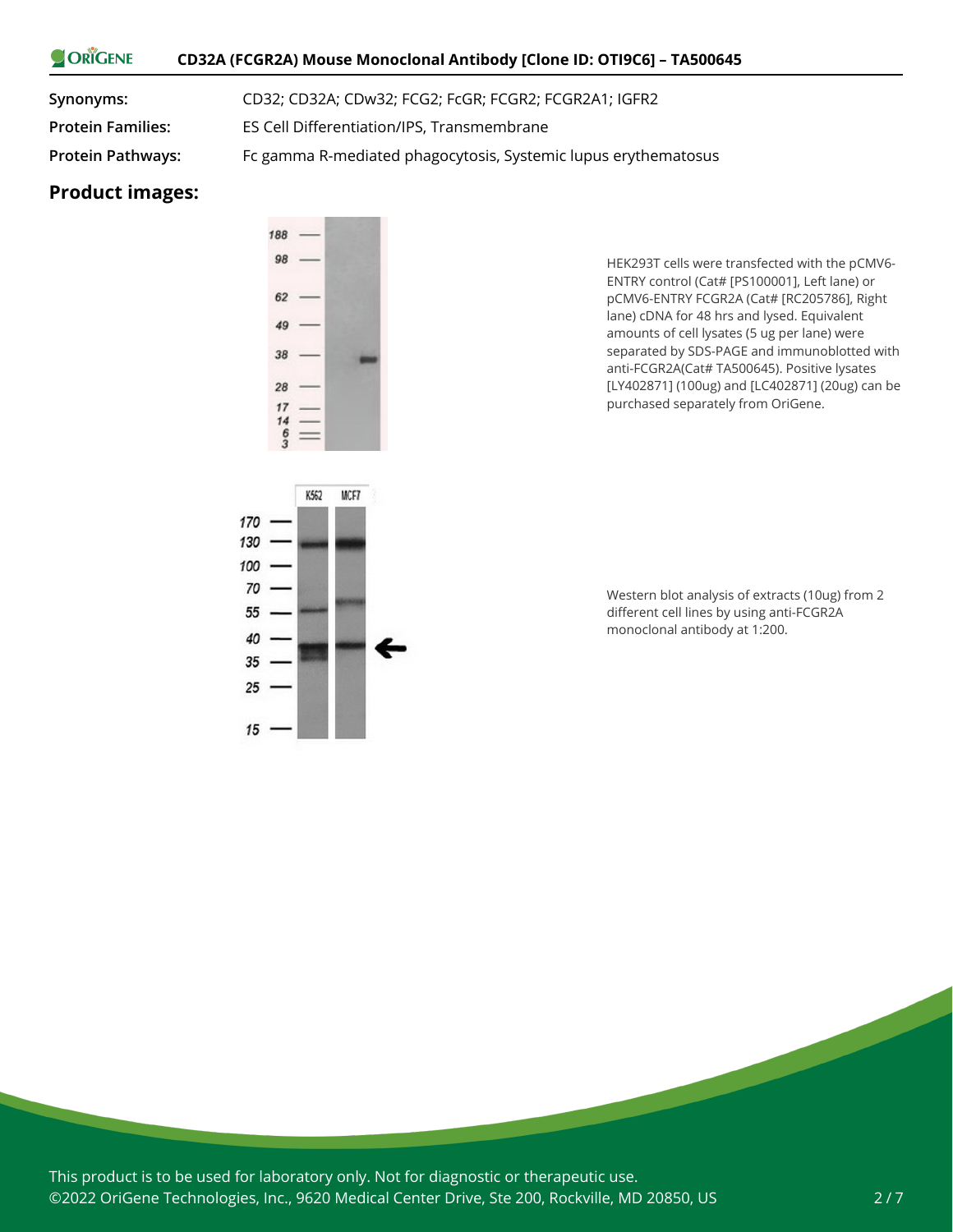| | |
|---|---|
| **Synonyms:** | CD32; CD32A; CDw32; FCG2; FcGR; FCGR2; FCGR2A1; IGFR2 |
| **Protein Families:** | ES Cell Differentiation/IPS, Transmembrane |
| **Protein Pathways:** | Fc gamma R-mediated phagocytosis, Systemic lupus erythematosus |

## Product images:

HEK293T cells were transfected with the pCMV6-ENTRY control (Cat# [PS100001], Left lane) or pCMV6-ENTRY FCGR2A (Cat# [RC205786], Right lane) cDNA for 48 hrs and lysed. Equivalent amounts of cell lysates (5 ug per lane) were separated by SDS-PAGE and immunoblotted with anti-FCGR2A(Cat# TA500645). Positive lysates [LY402871] (100ug) and [LC402871] (20ug) can be purchased separately from OriGene.

Western blot analysis of extracts (10ug) from 2 different cell lines by using anti-FCGR2A monoclonal antibody at 1:200.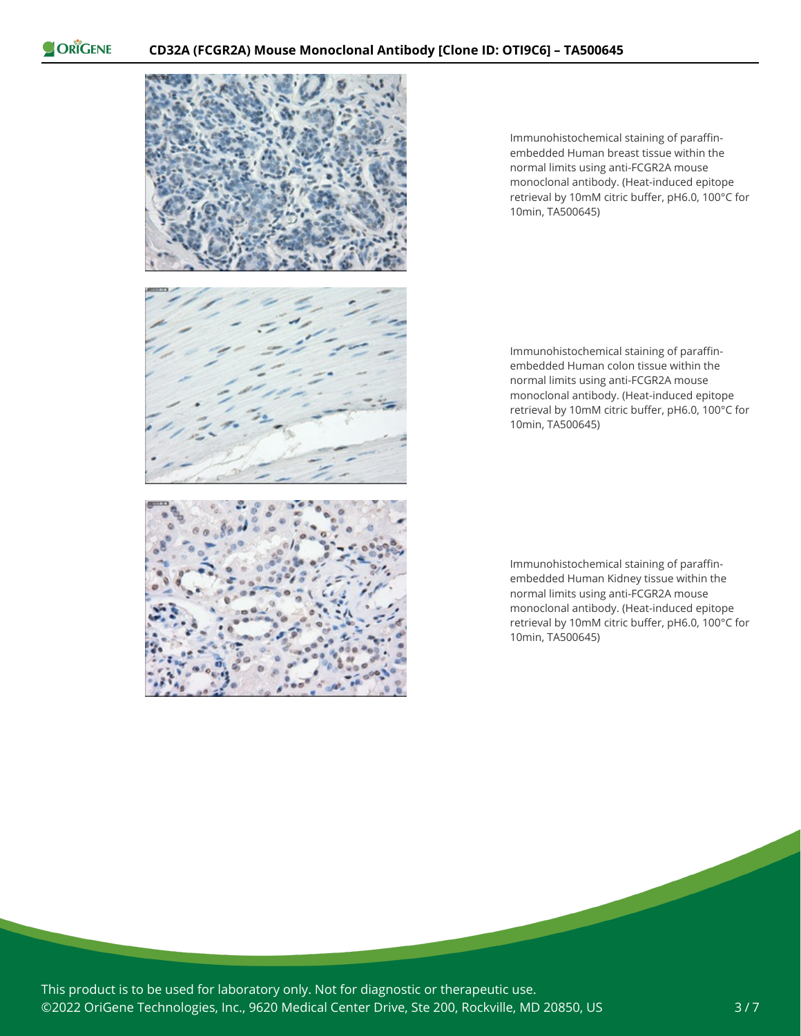Immunohistochemical staining of paraffin-embedded Human breast tissue within the normal limits using anti-FCGR2A mouse monoclonal antibody. (Heat-induced epitope retrieval by 10mM citric buffer, pH6.0, 100°C for 10min, TA500645)

Immunohistochemical staining of paraffin-embedded Human colon tissue within the normal limits using anti-FCGR2A mouse monoclonal antibody. (Heat-induced epitope retrieval by 10mM citric buffer, pH6.0, 100°C for 10min, TA500645)

Immunohistochemical staining of paraffin-embedded Human Kidney tissue within the normal limits using anti-FCGR2A mouse monoclonal antibody. (Heat-induced epitope retrieval by 10mM citric buffer, pH6.0, 100°C for 10min, TA500645)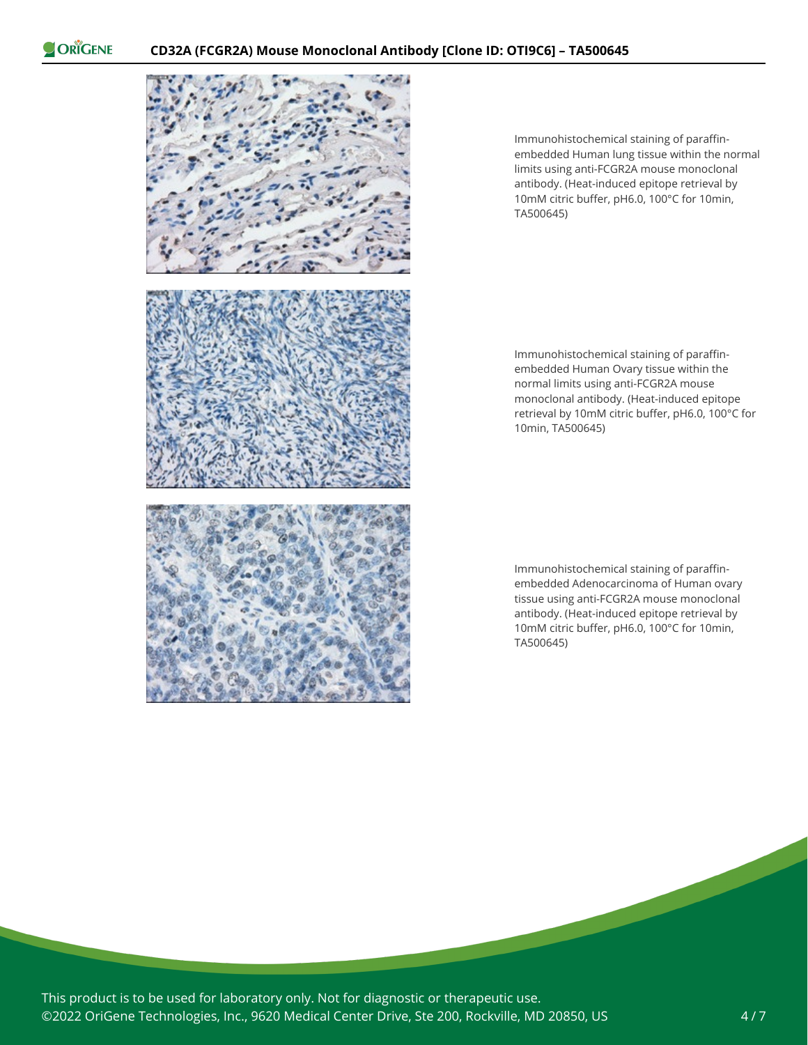Immunohistochemical staining of paraffin-embedded Human lung tissue within the normal limits using anti-FCGR2A mouse monoclonal antibody. (Heat-induced epitope retrieval by 10mM citric buffer, pH6.0, 100°C for 10min, TA500645)

Immunohistochemical staining of paraffin-embedded Human Ovary tissue within the normal limits using anti-FCGR2A mouse monoclonal antibody. (Heat-induced epitope retrieval by 10mM citric buffer, pH6.0, 100°C for 10min, TA500645)

Immunohistochemical staining of paraffin-embedded Adenocarcinoma of Human ovary tissue using anti-FCGR2A mouse monoclonal antibody. (Heat-induced epitope retrieval by 10mM citric buffer, pH6.0, 100°C for 10min, TA500645)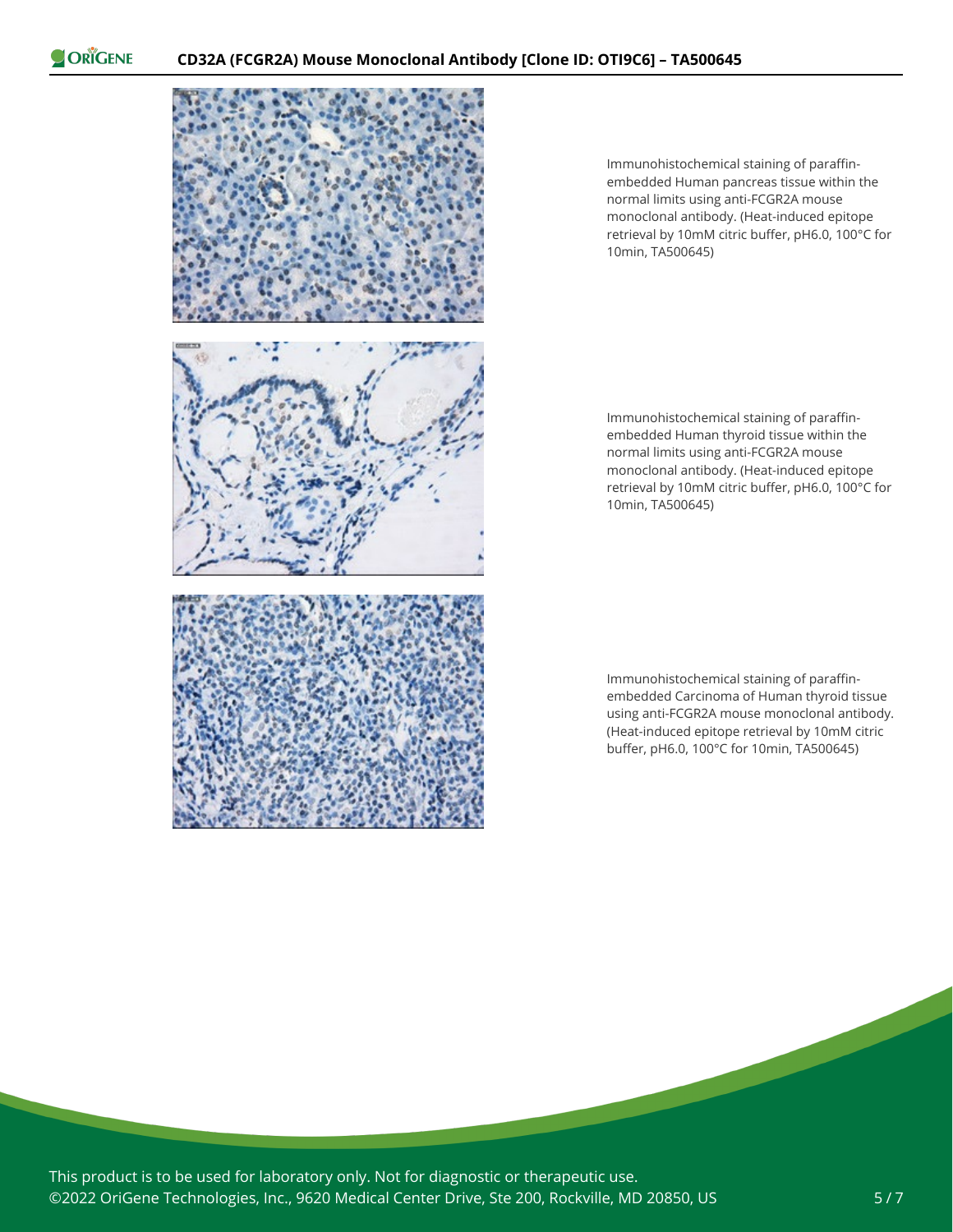Immunohistochemical staining of paraffin-embedded Human pancreas tissue within the normal limits using anti-FCGR2A mouse monoclonal antibody. (Heat-induced epitope retrieval by 10mM citric buffer, pH6.0, 100°C for 10min, TA500645)

Immunohistochemical staining of paraffin-embedded Human thyroid tissue within the normal limits using anti-FCGR2A mouse monoclonal antibody. (Heat-induced epitope retrieval by 10mM citric buffer, pH6.0, 100°C for 10min, TA500645)

Immunohistochemical staining of paraffin-embedded Carcinoma of Human thyroid tissue using anti-FCGR2A mouse monoclonal antibody. (Heat-induced epitope retrieval by 10mM citric buffer, pH6.0, 100°C for 10min, TA500645)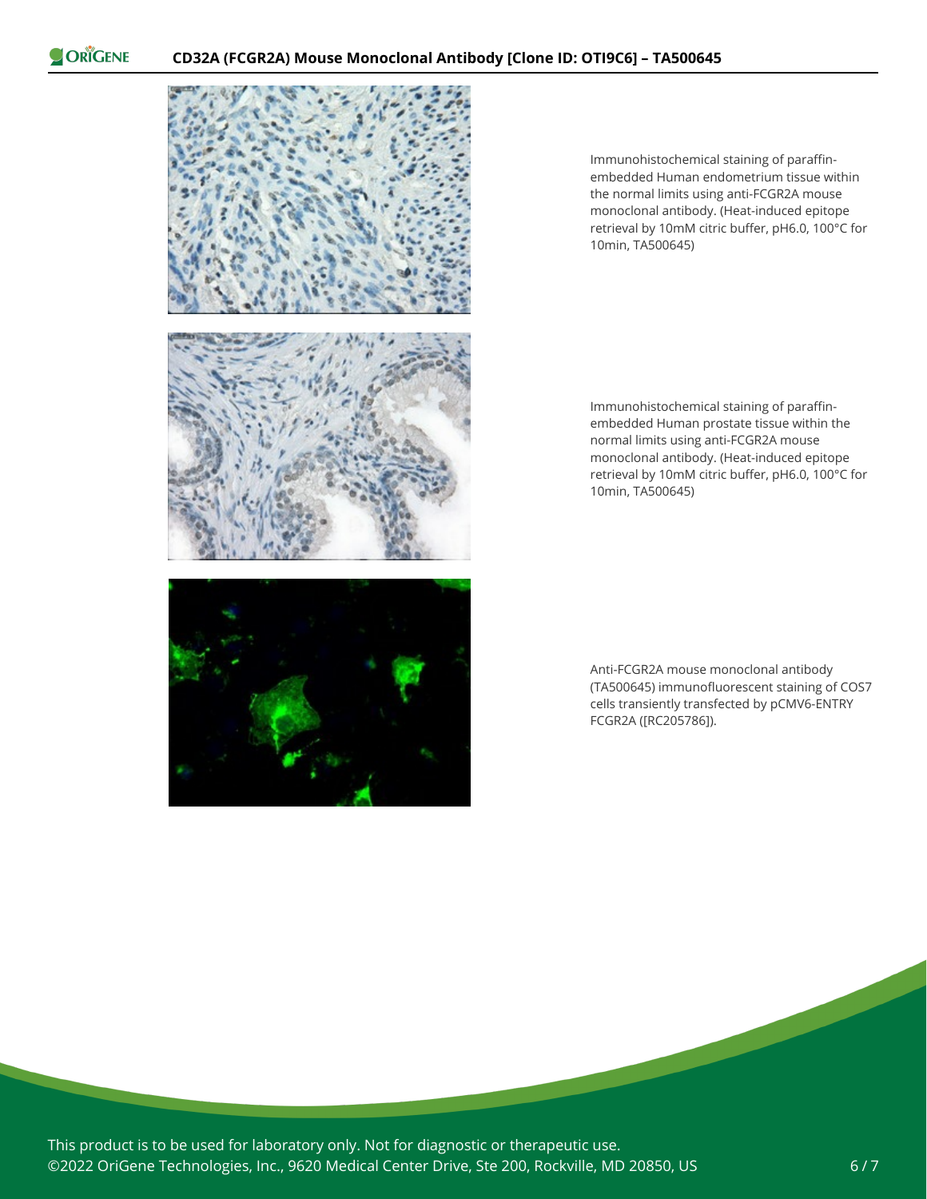Immunohistochemical staining of paraffin-embedded Human endometrium tissue within the normal limits using anti-FCGR2A mouse monoclonal antibody. (Heat-induced epitope retrieval by 10mM citric buffer, pH6.0, 100°C for 10min, TA500645)

Immunohistochemical staining of paraffin-embedded Human prostate tissue within the normal limits using anti-FCGR2A mouse monoclonal antibody. (Heat-induced epitope retrieval by 10mM citric buffer, pH6.0, 100°C for 10min, TA500645)

Anti-FCGR2A mouse monoclonal antibody (TA500645) immunofluorescent staining of COS7 cells transiently transfected by pCMV6-ENTRY FCGR2A ([RC205786]).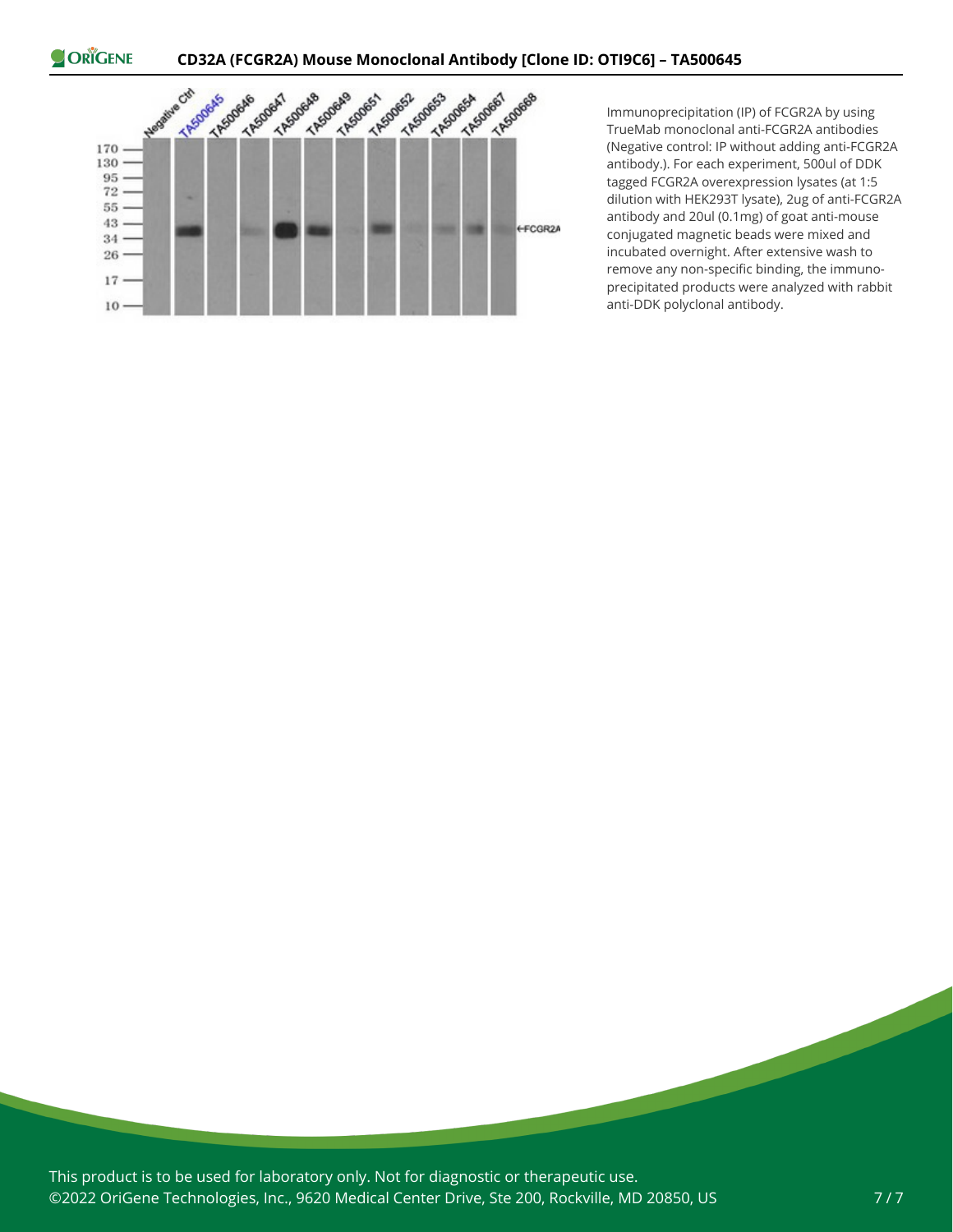Negative Ctrl
TA500645
TA500646
TA500647
TA500648
TA500649
TA500651
TA500652
TA500653
TA500654
TA500667
TA500668

170
130
95
72
55
43
34
26
17
10

←FCGR2A

Immunoprecipitation (IP) of FCGR2A by using TrueMab monoclonal anti-FCGR2A antibodies (Negative control: IP without adding anti-FCGR2A antibody.). For each experiment, 500ul of DDK tagged FCGR2A overexpression lysates (at 1:5 dilution with HEK293T lysate), 2ug of anti-FCGR2A antibody and 20ul (0.1mg) of goat anti-mouse conjugated magnetic beads were mixed and incubated overnight. After extensive wash to remove any non-specific binding, the immuno-precipitated products were analyzed with rabbit anti-DDK polyclonal antibody.